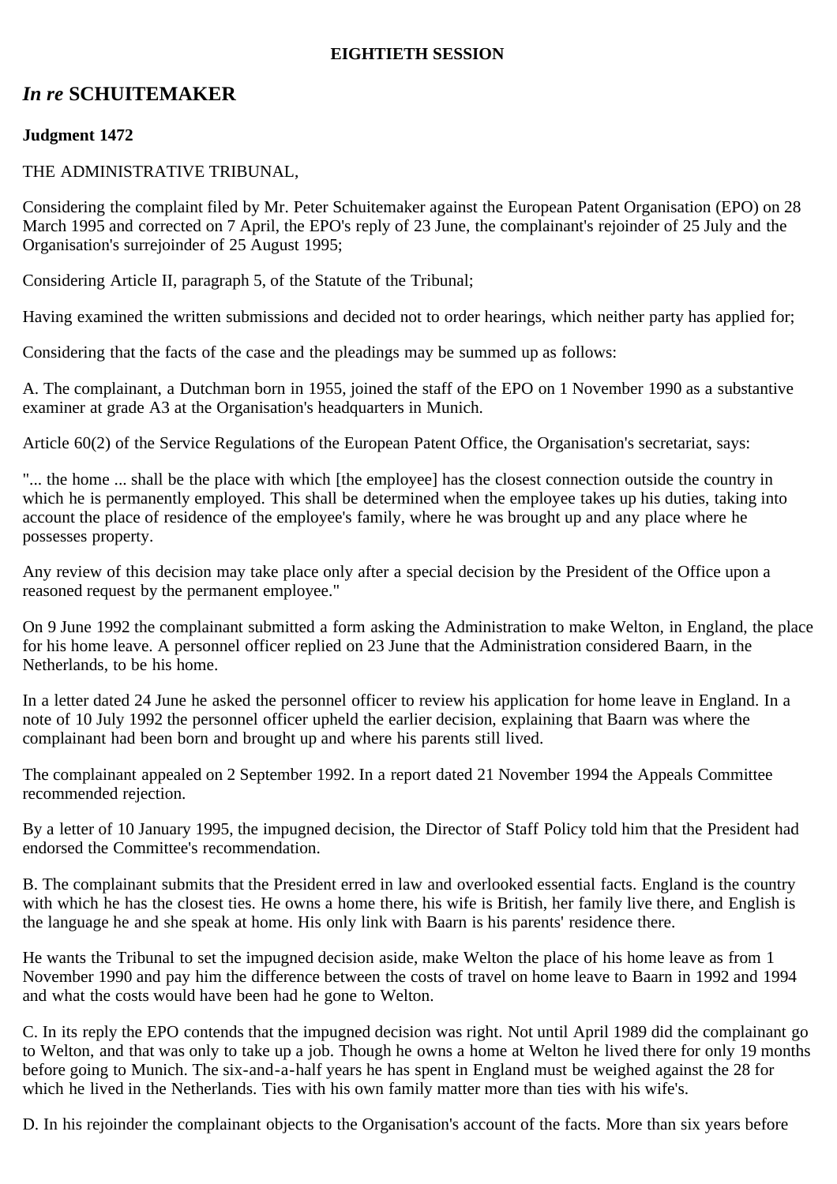**EIGHTIETH SESSION**

## *In re* SCHUITEMAKER

**Judgment 1472**

THE ADMINISTRATIVE TRIBUNAL,

Considering the complaint filed by Mr. Peter Schuitemaker against the European Patent Organisation (EPO) on 28 March 1995 and corrected on 7 April, the EPO's reply of 23 June, the complainant's rejoinder of 25 July and the Organisation's surrejoinder of 25 August 1995;

Considering Article II, paragraph 5, of the Statute of the Tribunal;

Having examined the written submissions and decided not to order hearings, which neither party has applied for;

Considering that the facts of the case and the pleadings may be summed up as follows:

A. The complainant, a Dutchman born in 1955, joined the staff of the EPO on 1 November 1990 as a substantive examiner at grade A3 at the Organisation's headquarters in Munich.

Article 60(2) of the Service Regulations of the European Patent Office, the Organisation's secretariat, says:

"... the home ... shall be the place with which [the employee] has the closest connection outside the country in which he is permanently employed. This shall be determined when the employee takes up his duties, taking into account the place of residence of the employee's family, where he was brought up and any place where he possesses property.

Any review of this decision may take place only after a special decision by the President of the Office upon a reasoned request by the permanent employee."

On 9 June 1992 the complainant submitted a form asking the Administration to make Welton, in England, the place for his home leave. A personnel officer replied on 23 June that the Administration considered Baarn, in the Netherlands, to be his home.

In a letter dated 24 June he asked the personnel officer to review his application for home leave in England. In a note of 10 July 1992 the personnel officer upheld the earlier decision, explaining that Baarn was where the complainant had been born and brought up and where his parents still lived.

The complainant appealed on 2 September 1992. In a report dated 21 November 1994 the Appeals Committee recommended rejection.

By a letter of 10 January 1995, the impugned decision, the Director of Staff Policy told him that the President had endorsed the Committee's recommendation.

B. The complainant submits that the President erred in law and overlooked essential facts. England is the country with which he has the closest ties. He owns a home there, his wife is British, her family live there, and English is the language he and she speak at home. His only link with Baarn is his parents' residence there.

He wants the Tribunal to set the impugned decision aside, make Welton the place of his home leave as from 1 November 1990 and pay him the difference between the costs of travel on home leave to Baarn in 1992 and 1994 and what the costs would have been had he gone to Welton.

C. In its reply the EPO contends that the impugned decision was right. Not until April 1989 did the complainant go to Welton, and that was only to take up a job. Though he owns a home at Welton he lived there for only 19 months before going to Munich. The six-and-a-half years he has spent in England must be weighed against the 28 for which he lived in the Netherlands. Ties with his own family matter more than ties with his wife's.

D. In his rejoinder the complainant objects to the Organisation's account of the facts. More than six years before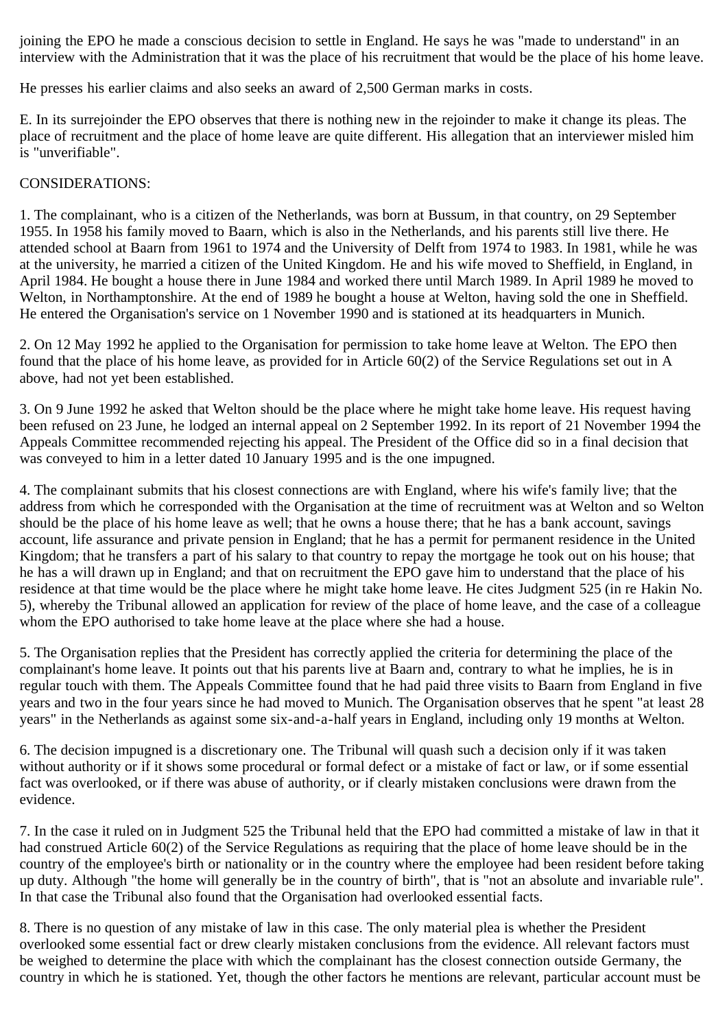joining the EPO he made a conscious decision to settle in England. He says he was "made to understand" in an interview with the Administration that it was the place of his recruitment that would be the place of his home leave.

He presses his earlier claims and also seeks an award of 2,500 German marks in costs.

E. In its surrejoinder the EPO observes that there is nothing new in the rejoinder to make it change its pleas. The place of recruitment and the place of home leave are quite different. His allegation that an interviewer misled him is "unverifiable".

CONSIDERATIONS:

1. The complainant, who is a citizen of the Netherlands, was born at Bussum, in that country, on 29 September 1955. In 1958 his family moved to Baarn, which is also in the Netherlands, and his parents still live there. He attended school at Baarn from 1961 to 1974 and the University of Delft from 1974 to 1983. In 1981, while he was at the university, he married a citizen of the United Kingdom. He and his wife moved to Sheffield, in England, in April 1984. He bought a house there in June 1984 and worked there until March 1989. In April 1989 he moved to Welton, in Northamptonshire. At the end of 1989 he bought a house at Welton, having sold the one in Sheffield. He entered the Organisation's service on 1 November 1990 and is stationed at its headquarters in Munich.

2. On 12 May 1992 he applied to the Organisation for permission to take home leave at Welton. The EPO then found that the place of his home leave, as provided for in Article 60(2) of the Service Regulations set out in A above, had not yet been established.

3. On 9 June 1992 he asked that Welton should be the place where he might take home leave. His request having been refused on 23 June, he lodged an internal appeal on 2 September 1992. In its report of 21 November 1994 the Appeals Committee recommended rejecting his appeal. The President of the Office did so in a final decision that was conveyed to him in a letter dated 10 January 1995 and is the one impugned.

4. The complainant submits that his closest connections are with England, where his wife's family live; that the address from which he corresponded with the Organisation at the time of recruitment was at Welton and so Welton should be the place of his home leave as well; that he owns a house there; that he has a bank account, savings account, life assurance and private pension in England; that he has a permit for permanent residence in the United Kingdom; that he transfers a part of his salary to that country to repay the mortgage he took out on his house; that he has a will drawn up in England; and that on recruitment the EPO gave him to understand that the place of his residence at that time would be the place where he might take home leave. He cites Judgment 525 (in re Hakin No. 5), whereby the Tribunal allowed an application for review of the place of home leave, and the case of a colleague whom the EPO authorised to take home leave at the place where she had a house.

5. The Organisation replies that the President has correctly applied the criteria for determining the place of the complainant's home leave. It points out that his parents live at Baarn and, contrary to what he implies, he is in regular touch with them. The Appeals Committee found that he had paid three visits to Baarn from England in five years and two in the four years since he had moved to Munich. The Organisation observes that he spent "at least 28 years" in the Netherlands as against some six-and-a-half years in England, including only 19 months at Welton.

6. The decision impugned is a discretionary one. The Tribunal will quash such a decision only if it was taken without authority or if it shows some procedural or formal defect or a mistake of fact or law, or if some essential fact was overlooked, or if there was abuse of authority, or if clearly mistaken conclusions were drawn from the evidence.

7. In the case it ruled on in Judgment 525 the Tribunal held that the EPO had committed a mistake of law in that it had construed Article 60(2) of the Service Regulations as requiring that the place of home leave should be in the country of the employee's birth or nationality or in the country where the employee had been resident before taking up duty. Although "the home will generally be in the country of birth", that is "not an absolute and invariable rule". In that case the Tribunal also found that the Organisation had overlooked essential facts.

8. There is no question of any mistake of law in this case. The only material plea is whether the President overlooked some essential fact or drew clearly mistaken conclusions from the evidence. All relevant factors must be weighed to determine the place with which the complainant has the closest connection outside Germany, the country in which he is stationed. Yet, though the other factors he mentions are relevant, particular account must be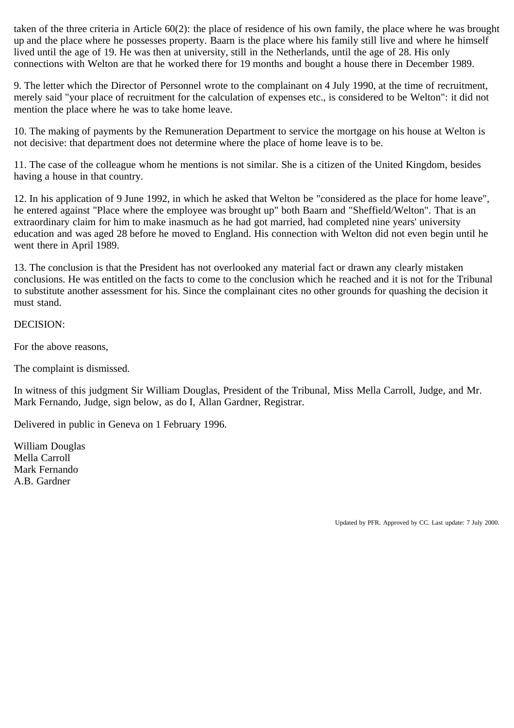taken of the three criteria in Article 60(2): the place of residence of his own family, the place where he was brought up and the place where he possesses property. Baarn is the place where his family still live and where he himself lived until the age of 19. He was then at university, still in the Netherlands, until the age of 28. His only connections with Welton are that he worked there for 19 months and bought a house there in December 1989.

9. The letter which the Director of Personnel wrote to the complainant on 4 July 1990, at the time of recruitment, merely said "your place of recruitment for the calculation of expenses etc., is considered to be Welton": it did not mention the place where he was to take home leave.

10. The making of payments by the Remuneration Department to service the mortgage on his house at Welton is not decisive: that department does not determine where the place of home leave is to be.

11. The case of the colleague whom he mentions is not similar. She is a citizen of the United Kingdom, besides having a house in that country.

12. In his application of 9 June 1992, in which he asked that Welton be "considered as the place for home leave", he entered against "Place where the employee was brought up" both Baarn and "Sheffield/Welton". That is an extraordinary claim for him to make inasmuch as he had got married, had completed nine years' university education and was aged 28 before he moved to England. His connection with Welton did not even begin until he went there in April 1989.

13. The conclusion is that the President has not overlooked any material fact or drawn any clearly mistaken conclusions. He was entitled on the facts to come to the conclusion which he reached and it is not for the Tribunal to substitute another assessment for his. Since the complainant cites no other grounds for quashing the decision it must stand.

DECISION:

For the above reasons,

The complaint is dismissed.

In witness of this judgment Sir William Douglas, President of the Tribunal, Miss Mella Carroll, Judge, and Mr. Mark Fernando, Judge, sign below, as do I, Allan Gardner, Registrar.

Delivered in public in Geneva on 1 February 1996.

William Douglas
Mella Carroll
Mark Fernando
A.B. Gardner

Updated by PFR. Approved by CC. Last update: 7 July 2000.